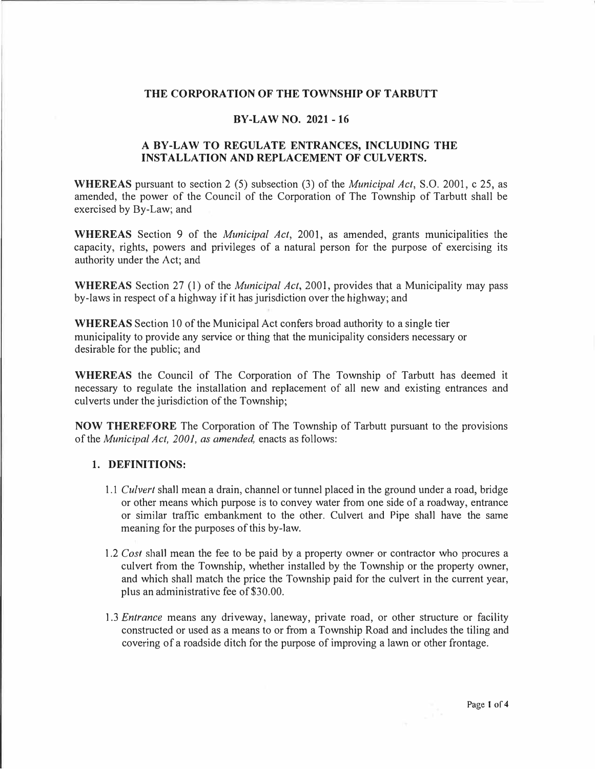# THE CORPORATION OF THE TOWNSHIP OF TARBUTT

## BY-LAW NO. 2021 - 16

## A BY-LAW TO REGULATE ENTRANCES, INCLUDING THE INSTALLATION AND REPLACEMENT OF CULVERTS.

**WHEREAS** pursuant to section 2 (5) subsection (3) of the *Municipal Act*, S.O. 2001, c 25, as amended, the power of the Council of the Corporation of The Township of Tarbutt shall be exercised by By-Law; and

**WHEREAS** Section 9 of the *Municipal Act*, 2001, as amended, grants municipalities the capacity, rights, powers and privileges of a natural person for the purpose of exercising its authority under the Act; and

**WHEREAS** Section 27 (1) of the *Municipal Act*, 2001, provides that a Municipality may pass by-laws in respect of a highway if it has jurisdiction over the highway; and

**WHEREAS** Section 10 of the Municipal Act confers broad authority to a single tier municipality to provide any service or thing that the municipality considers necessary or desirable for the public; and

**WHEREAS** the Council of The Corporation of The Township of Tarbutt has deemed it necessary to regulate the installation and replacement of all new and existing entrances and culverts under the jurisdiction of the Township;

**NOW THEREFORE** The Corporation of The Township of Tarbutt pursuant to the provisions of the *Municipal Act, 2001, as amended,* enacts as follows:

### 1. DEFINITIONS:

1.1 *Culvert* shall mean a drain, channel or tunnel placed in the ground under a road, bridge or other means which purpose is to convey water from one side of a roadway, entrance or similar traffic embankment to the other. Culvert and Pipe shall have the same meaning for the purposes of this by-law.

1.2 *Cost* shall mean the fee to be paid by a property owner or contractor who procures a culvert from the Township, whether installed by the Township or the property owner, and which shall match the price the Township paid for the culvert in the current year, plus an administrative fee of $30.00.

1.3 *Entrance* means any driveway, laneway, private road, or other structure or facility constructed or used as a means to or from a Township Road and includes the tiling and covering of a roadside ditch for the purpose of improving a lawn or other frontage.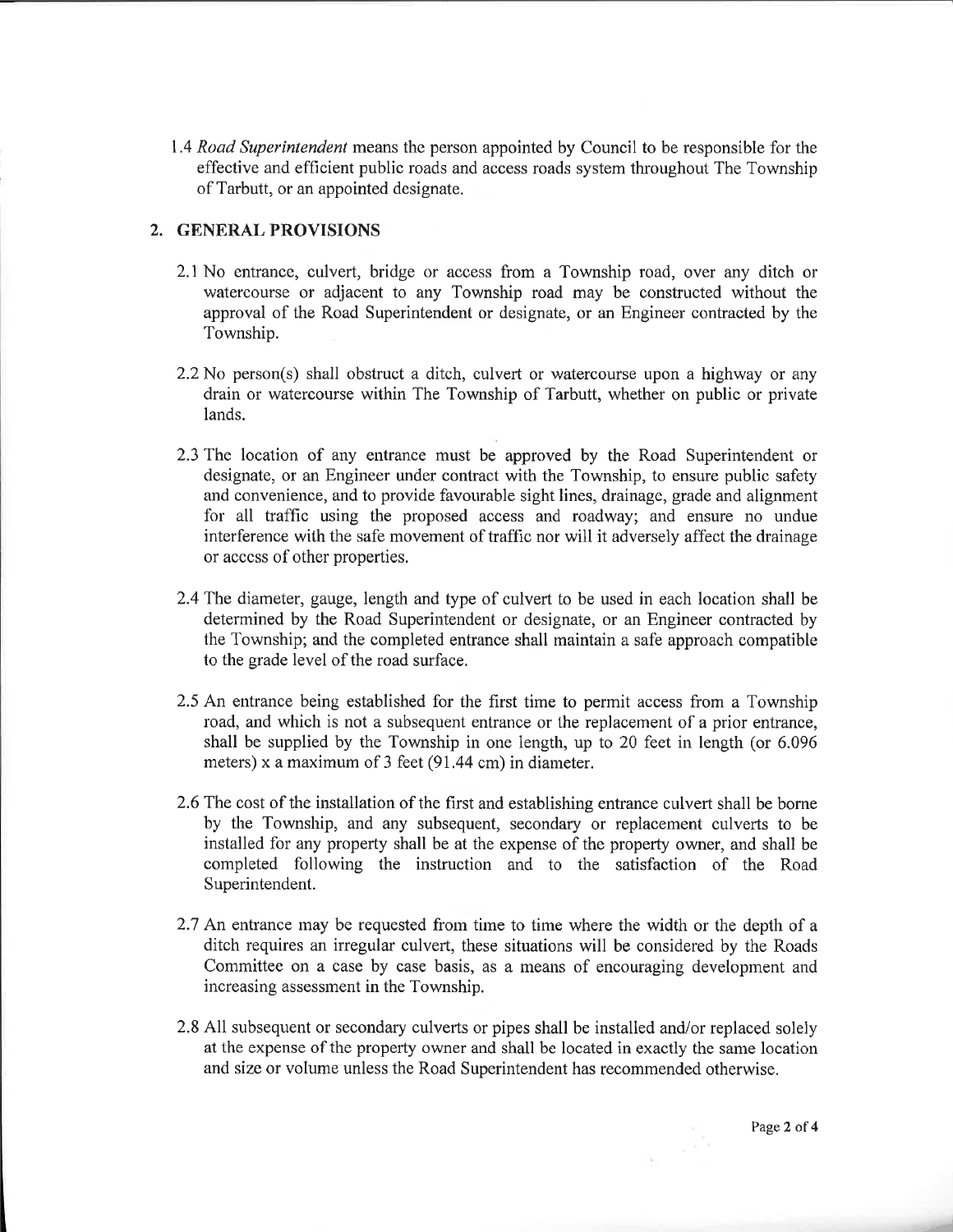1.4 *Road Superintendent* means the person appointed by Council to be responsible for the effective and efficient public roads and access roads system throughout The Township of Tarbutt, or an appointed designate.

## 2. GENERAL PROVISIONS

2.1 No entrance, culvert, bridge or access from a Township road, over any ditch or watercourse or adjacent to any Township road may be constructed without the approval of the Road Superintendent or designate, or an Engineer contracted by the Township.

2.2 No person(s) shall obstruct a ditch, culvert or watercourse upon a highway or any drain or watercourse within The Township of Tarbutt, whether on public or private lands.

2.3 The location of any entrance must be approved by the Road Superintendent or designate, or an Engineer under contract with the Township, to ensure public safety and convenience, and to provide favourable sight lines, drainage, grade and alignment for all traffic using the proposed access and roadway; and ensure no undue interference with the safe movement of traffic nor will it adversely affect the drainage or access of other properties.

2.4 The diameter, gauge, length and type of culvert to be used in each location shall be determined by the Road Superintendent or designate, or an Engineer contracted by the Township; and the completed entrance shall maintain a safe approach compatible to the grade level of the road surface.

2.5 An entrance being established for the first time to permit access from a Township road, and which is not a subsequent entrance or the replacement of a prior entrance, shall be supplied by the Township in one length, up to 20 feet in length (or 6.096 meters) x a maximum of 3 feet (91.44 cm) in diameter.

2.6 The cost of the installation of the first and establishing entrance culvert shall be borne by the Township, and any subsequent, secondary or replacement culverts to be installed for any property shall be at the expense of the property owner, and shall be completed following the instruction and to the satisfaction of the Road Superintendent.

2.7 An entrance may be requested from time to time where the width or the depth of a ditch requires an irregular culvert, these situations will be considered by the Roads Committee on a case by case basis, as a means of encouraging development and increasing assessment in the Township.

2.8 All subsequent or secondary culverts or pipes shall be installed and/or replaced solely at the expense of the property owner and shall be located in exactly the same location and size or volume unless the Road Superintendent has recommended otherwise.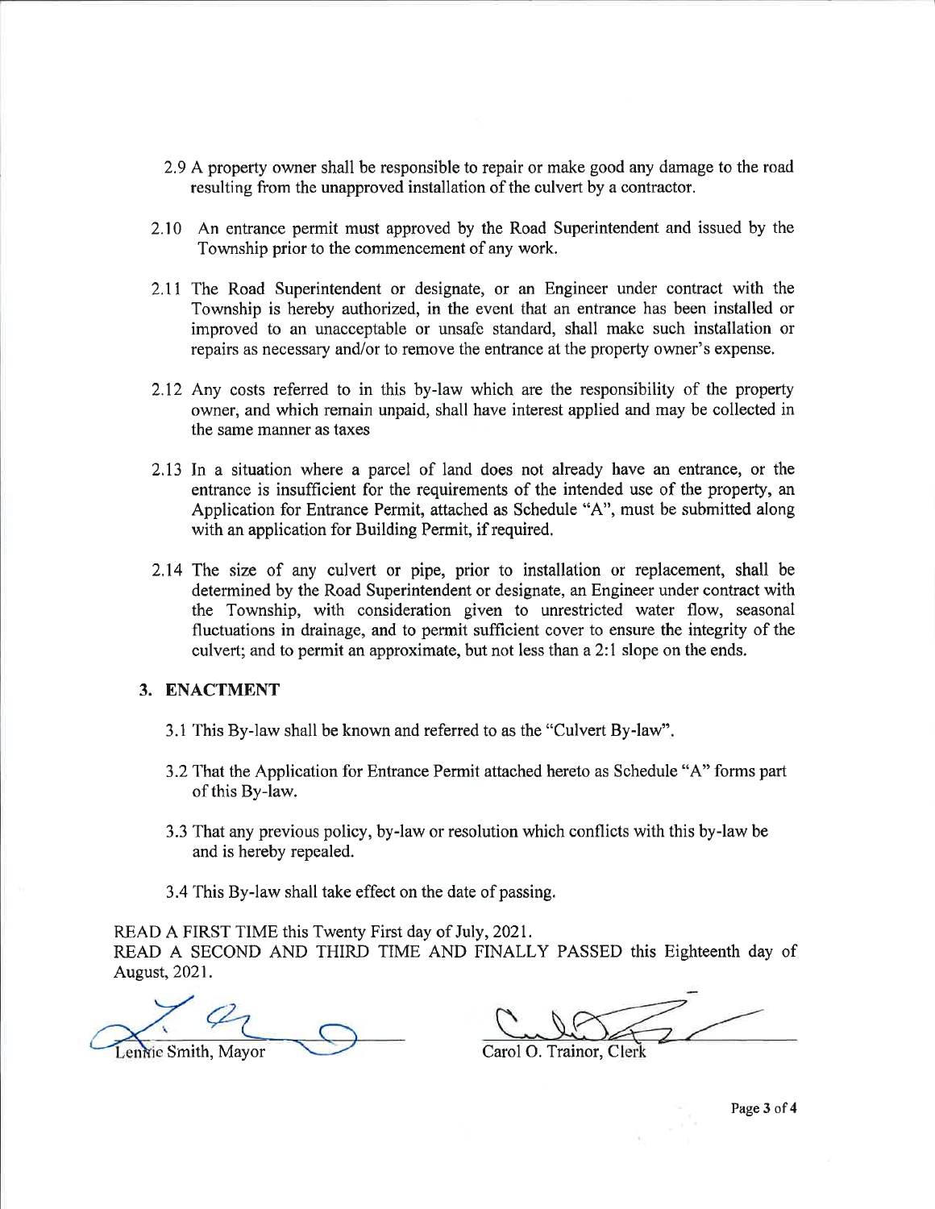2.9 A property owner shall be responsible to repair or make good any damage to the road resulting from the unapproved installation of the culvert by a contractor.

2.10 An entrance permit must approved by the Road Superintendent and issued by the Township prior to the commencement of any work.

2.11 The Road Superintendent or designate, or an Engineer under contract with the Township is hereby authorized, in the event that an entrance has been installed or improved to an unacceptable or unsafe standard, shall make such installation or repairs as necessary and/or to remove the entrance at the property owner's expense.

2.12 Any costs referred to in this by-law which are the responsibility of the property owner, and which remain unpaid, shall have interest applied and may be collected in the same manner as taxes

2.13 In a situation where a parcel of land does not already have an entrance, or the entrance is insufficient for the requirements of the intended use of the property, an Application for Entrance Permit, attached as Schedule "A", must be submitted along with an application for Building Permit, if required.

2.14 The size of any culvert or pipe, prior to installation or replacement, shall be determined by the Road Superintendent or designate, an Engineer under contract with the Township, with consideration given to unrestricted water flow, seasonal fluctuations in drainage, and to permit sufficient cover to ensure the integrity of the culvert; and to permit an approximate, but not less than a 2:1 slope on the ends.

## 3. ENACTMENT

3.1 This By-law shall be known and referred to as the "Culvert By-law".

3.2 That the Application for Entrance Permit attached hereto as Schedule "A" forms part of this By-law.

3.3 That any previous policy, by-law or resolution which conflicts with this by-law be and is hereby repealed.

3.4 This By-law shall take effect on the date of passing.

READ A FIRST TIME this Twenty First day of July, 2021.
READ A SECOND AND THIRD TIME AND FINALLY PASSED this Eighteenth day of August, 2021.

Lennie Smith, Mayor

Carol O. Trainor, Clerk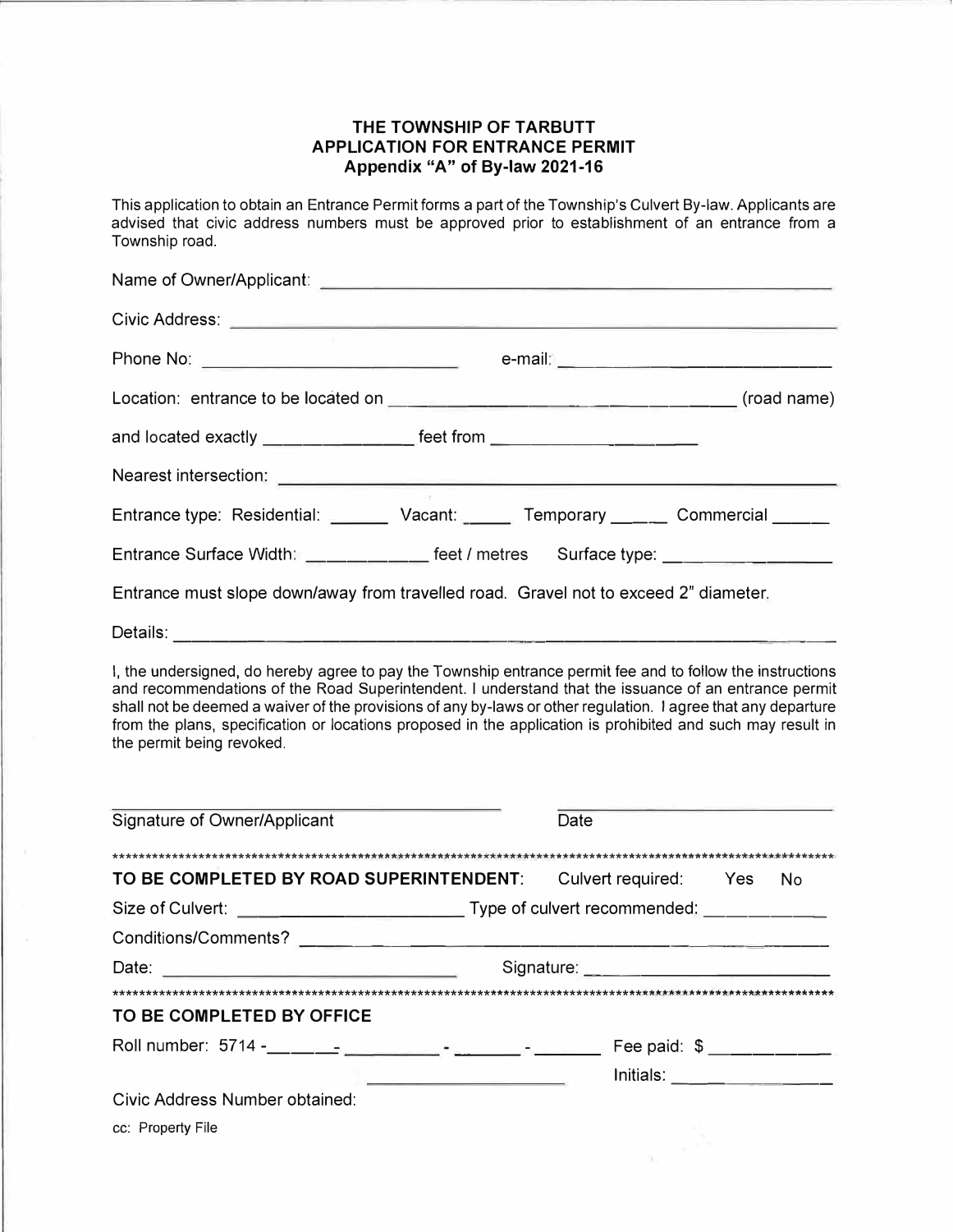**THE TOWNSHIP OF TARBUTT**
**APPLICATION FOR ENTRANCE PERMIT**
**Appendix "A" of By-law 2021-16**

This application to obtain an Entrance Permit forms a part of the Township's Culvert By-law. Applicants are advised that civic address numbers must be approved prior to establishment of an entrance from a Township road.

Name of Owner/Applicant: ____________________________________________

Civic Address: ____________________________________________

Phone No: ___________________________ e-mail: ___________________________

Location: entrance to be located on ________________________________ (road name)

and located exactly _______________ feet from ____________________

Nearest intersection: ____________________________________________

Entrance type: Residential: ______ Vacant: _____ Temporary _____ Commercial _____

Entrance Surface Width: ____________ feet / metres Surface type: ________________

Entrance must slope down/away from travelled road. Gravel not to exceed 2" diameter.

Details: ____________________________________________

I, the undersigned, do hereby agree to pay the Township entrance permit fee and to follow the instructions and recommendations of the Road Superintendent. I understand that the issuance of an entrance permit shall not be deemed a waiver of the provisions of any by-laws or other regulation. I agree that any departure from the plans, specification or locations proposed in the application is prohibited and such may result in the permit being revoked.

______________________________ ______________________
Signature of Owner/Applicant Date

************************************************************************************************

**TO BE COMPLETED BY ROAD SUPERINTENDENT**: Culvert required: Yes No

Size of Culvert: ______________________ Type of culvert recommended: ____________

Conditions/Comments? ____________________________________________

Date: ____________________________ Signature: ________________________

************************************************************************************************

**TO BE COMPLETED BY OFFICE**

Roll number: 5714 -_______- _________ - _______ - _______ Fee paid: $ ___________

____________________ Initials: ________________

Civic Address Number obtained:

cc: Property File